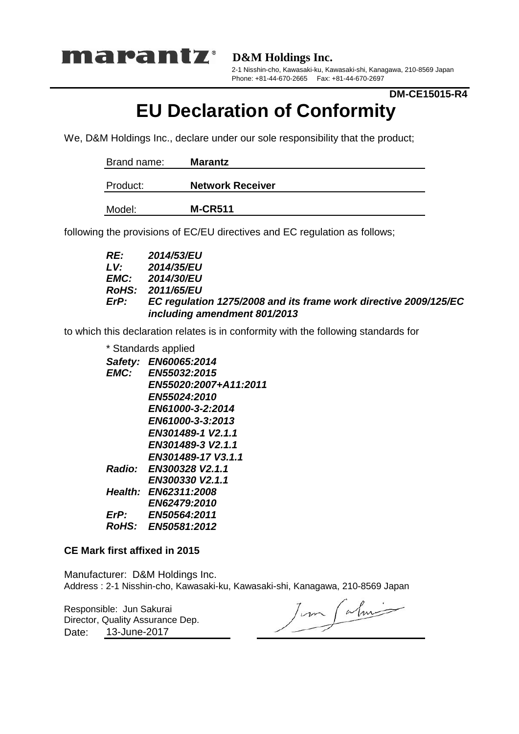marantz®

**D&M Holdings Inc.**

2-1 Nisshin-cho, Kawasaki-ku, Kawasaki-shi, Kanagawa, 210-8569 Japan
Phone: +81-44-670-2665 Fax: +81-44-670-2697

**DM-CE15015-R4**

# EU Declaration of Conformity

We, D&M Holdings Inc., declare under our sole responsibility that the product;

| | |
|---|---|
| Brand name: | **Marantz** |
| Product: | **Network Receiver** |
| Model: | **M-CR511** |

following the provisions of EC/EU directives and EC regulation as follows;

***RE:*** ***2014/53/EU***
***LV:*** ***2014/35/EU***
***EMC:*** ***2014/30/EU***
***RoHS:*** ***2011/65/EU***
***ErP:*** ***EC regulation 1275/2008 and its frame work directive 2009/125/EC including amendment 801/2013***

to which this declaration relates is in conformity with the following standards for

\* Standards applied

***Safety:*** ***EN60065:2014***
***EMC:*** ***EN55032:2015***
***EN55020:2007+A11:2011***
***EN55024:2010***
***EN61000-3-2:2014***
***EN61000-3-3:2013***
***EN301489-1 V2.1.1***
***EN301489-3 V2.1.1***
***EN301489-17 V3.1.1***
***Radio:*** ***EN300328 V2.1.1***
***EN300330 V2.1.1***
***Health:*** ***EN62311:2008***
***EN62479:2010***
***ErP:*** ***EN50564:2011***
***RoHS:*** ***EN50581:2012***

**CE Mark first affixed in 2015**

Manufacturer: D&M Holdings Inc.
Address : 2-1 Nisshin-cho, Kawasaki-ku, Kawasaki-shi, Kanagawa, 210-8569 Japan

Responsible: Jun Sakurai
Director, Quality Assurance Dep.
Date: 13-June-2017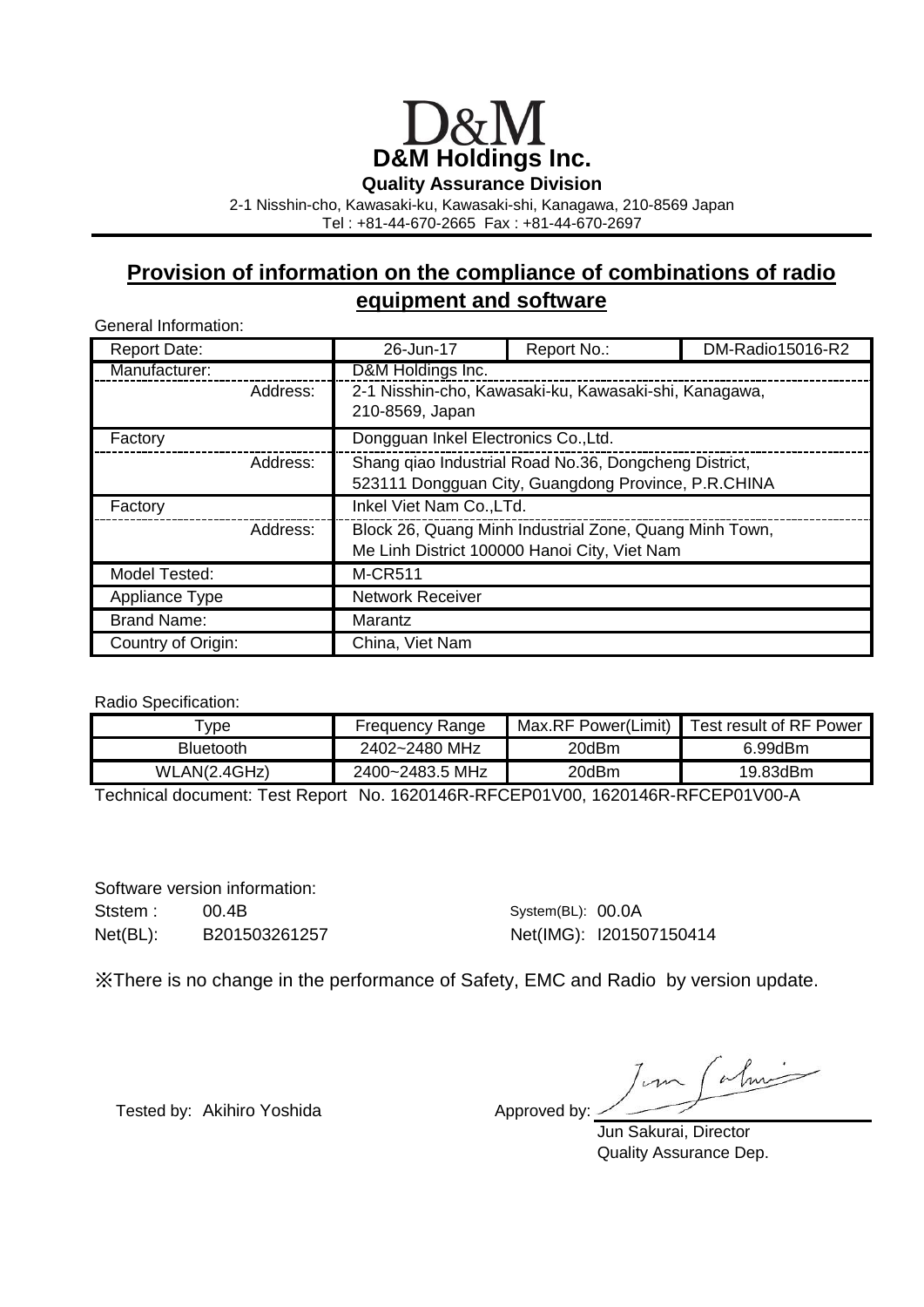# D&M

**D&M Holdings Inc.**

**Quality Assurance Division**

2-1 Nisshin-cho, Kawasaki-ku, Kawasaki-shi, Kanagawa, 210-8569 Japan
Tel : +81-44-670-2665 Fax : +81-44-670-2697

## Provision of information on the compliance of combinations of radio equipment and software

General Information:

| | | | |
|---|---|---|---|
| Report Date: | 26-Jun-17 | Report No.: | DM-Radio15016-R2 |
| Manufacturer: | D&M Holdings Inc. | | |
| Address: | 2-1 Nisshin-cho, Kawasaki-ku, Kawasaki-shi, Kanagawa, 210-8569, Japan | | |
| Factory | Dongguan Inkel Electronics Co.,Ltd. | | |
| Address: | Shang qiao Industrial Road No.36, Dongcheng District, 523111 Dongguan City, Guangdong Province, P.R.CHINA | | |
| Factory | Inkel Viet Nam Co.,LTd. | | |
| Address: | Block 26, Quang Minh Industrial Zone, Quang Minh Town, Me Linh District 100000 Hanoi City, Viet Nam | | |
| Model Tested: | M-CR511 | | |
| Appliance Type | Network Receiver | | |
| Brand Name: | Marantz | | |
| Country of Origin: | China, Viet Nam | | |

Radio Specification:

| Type | Frequency Range | Max.RF Power(Limit) | Test result of RF Power |
|---|---|---|---|
| Bluetooth | 2402~2480 MHz | 20dBm | 6.99dBm |
| WLAN(2.4GHz) | 2400~2483.5 MHz | 20dBm | 19.83dBm |

Technical document: Test Report No. 1620146R-RFCEP01V00, 1620146R-RFCEP01V00-A

Software version information:

| | | | |
|---|---|---|---|
| Ststem : | 00.4B | System(BL): | 00.0A |
| Net(BL): | B201503261257 | Net(IMG): | I201507150414 |

※There is no change in the performance of Safety, EMC and Radio by version update.

Tested by: Akihiro Yoshida

Approved by:

Jun Sakurai, Director
Quality Assurance Dep.